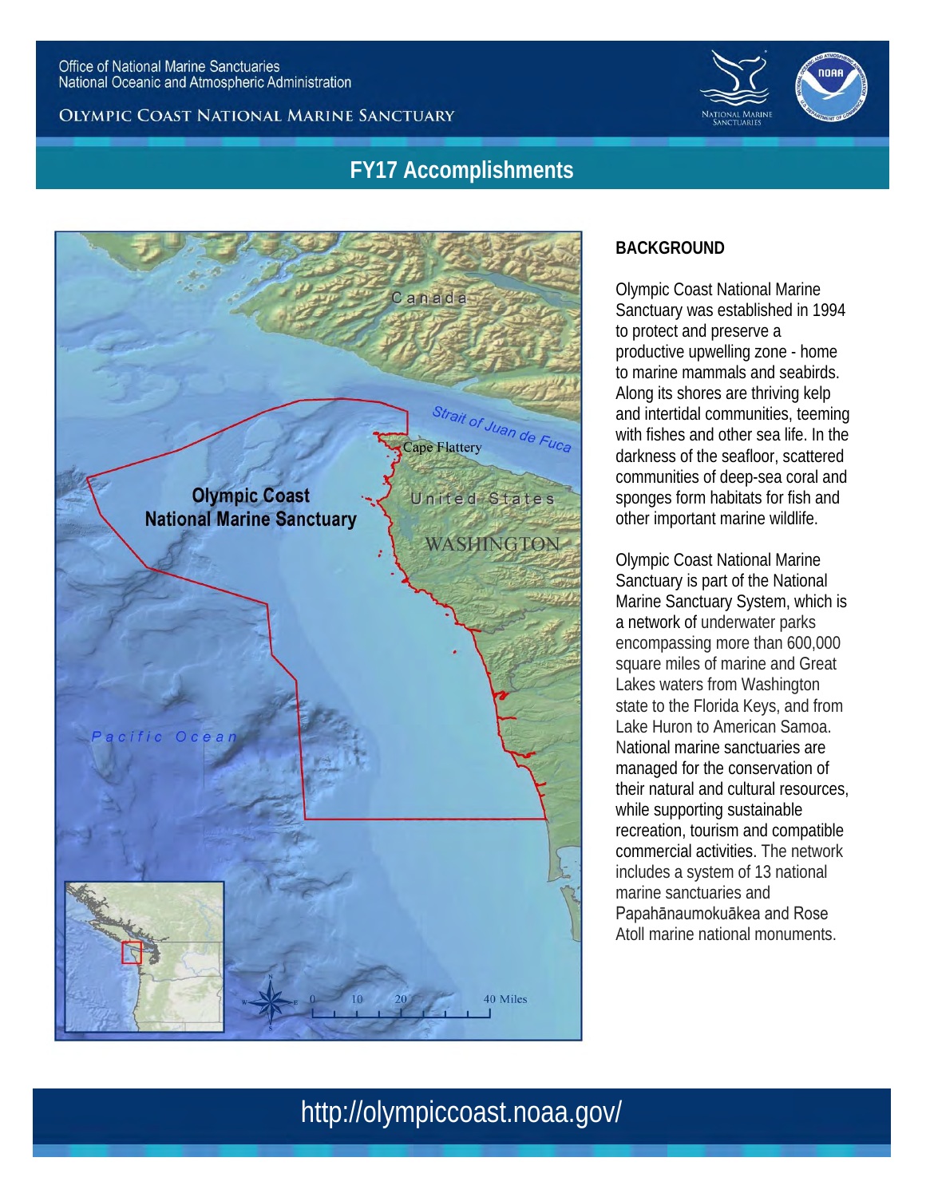Office of National Marine Sanctuaries
National Oceanic and Atmospheric Administration

OLYMPIC COAST NATIONAL MARINE SANCTUARY

# FY17 Accomplishments

## BACKGROUND

Olympic Coast National Marine Sanctuary was established in 1994 to protect and preserve a productive upwelling zone - home to marine mammals and seabirds. Along its shores are thriving kelp and intertidal communities, teeming with fishes and other sea life. In the darkness of the seafloor, scattered communities of deep-sea coral and sponges form habitats for fish and other important marine wildlife.

Olympic Coast National Marine Sanctuary is part of the National Marine Sanctuary System, which is a network of underwater parks encompassing more than 600,000 square miles of marine and Great Lakes waters from Washington state to the Florida Keys, and from Lake Huron to American Samoa. National marine sanctuaries are managed for the conservation of their natural and cultural resources, while supporting sustainable recreation, tourism and compatible commercial activities. The network includes a system of 13 national marine sanctuaries and Papahānaumokuākea and Rose Atoll marine national monuments.

http://olympiccoast.noaa.gov/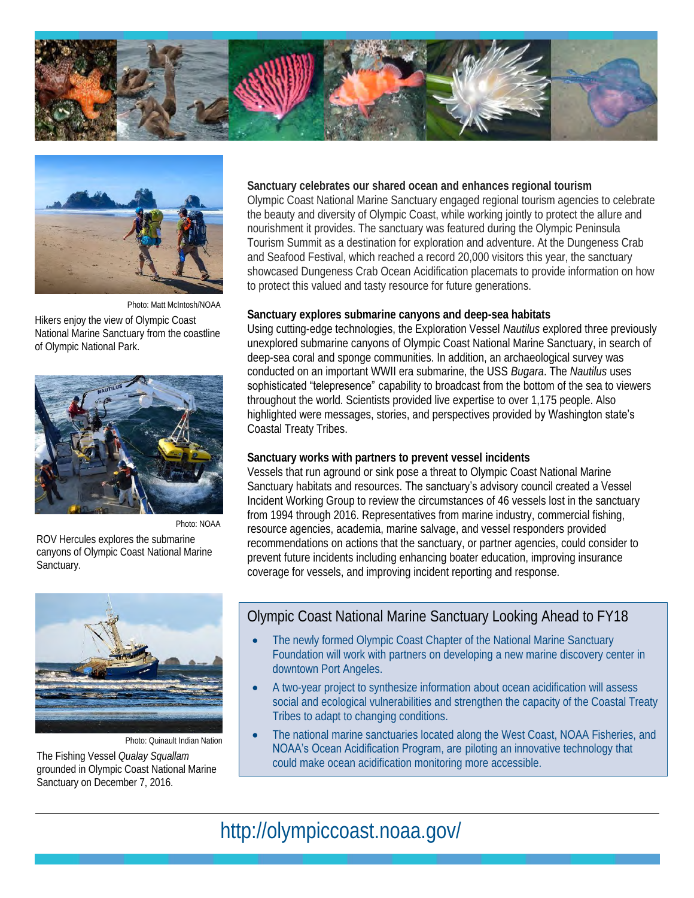Photo: Matt McIntosh/NOAA

Hikers enjoy the view of Olympic Coast National Marine Sanctuary from the coastline of Olympic National Park.

Photo: NOAA

ROV Hercules explores the submarine canyons of Olympic Coast National Marine Sanctuary.

Photo: Quinault Indian Nation

The Fishing Vessel *Qualay Squallam* grounded in Olympic Coast National Marine Sanctuary on December 7, 2016.

**Sanctuary celebrates our shared ocean and enhances regional tourism**

Olympic Coast National Marine Sanctuary engaged regional tourism agencies to celebrate the beauty and diversity of Olympic Coast, while working jointly to protect the allure and nourishment it provides. The sanctuary was featured during the Olympic Peninsula Tourism Summit as a destination for exploration and adventure. At the Dungeness Crab and Seafood Festival, which reached a record 20,000 visitors this year, the sanctuary showcased Dungeness Crab Ocean Acidification placemats to provide information on how to protect this valued and tasty resource for future generations.

**Sanctuary explores submarine canyons and deep-sea habitats**

Using cutting-edge technologies, the Exploration Vessel *Nautilus* explored three previously unexplored submarine canyons of Olympic Coast National Marine Sanctuary, in search of deep-sea coral and sponge communities. In addition, an archaeological survey was conducted on an important WWII era submarine, the USS *Bugara*. The *Nautilus* uses sophisticated "telepresence" capability to broadcast from the bottom of the sea to viewers throughout the world. Scientists provided live expertise to over 1,175 people. Also highlighted were messages, stories, and perspectives provided by Washington state's Coastal Treaty Tribes.

**Sanctuary works with partners to prevent vessel incidents**

Vessels that run aground or sink pose a threat to Olympic Coast National Marine Sanctuary habitats and resources. The sanctuary's advisory council created a Vessel Incident Working Group to review the circumstances of 46 vessels lost in the sanctuary from 1994 through 2016. Representatives from marine industry, commercial fishing, resource agencies, academia, marine salvage, and vessel responders provided recommendations on actions that the sanctuary, or partner agencies, could consider to prevent future incidents including enhancing boater education, improving insurance coverage for vessels, and improving incident reporting and response.

## Olympic Coast National Marine Sanctuary Looking Ahead to FY18

- The newly formed Olympic Coast Chapter of the National Marine Sanctuary Foundation will work with partners on developing a new marine discovery center in downtown Port Angeles.
- A two-year project to synthesize information about ocean acidification will assess social and ecological vulnerabilities and strengthen the capacity of the Coastal Treaty Tribes to adapt to changing conditions.
- The national marine sanctuaries located along the West Coast, NOAA Fisheries, and NOAA's Ocean Acidification Program, are piloting an innovative technology that could make ocean acidification monitoring more accessible.

http://olympiccoast.noaa.gov/